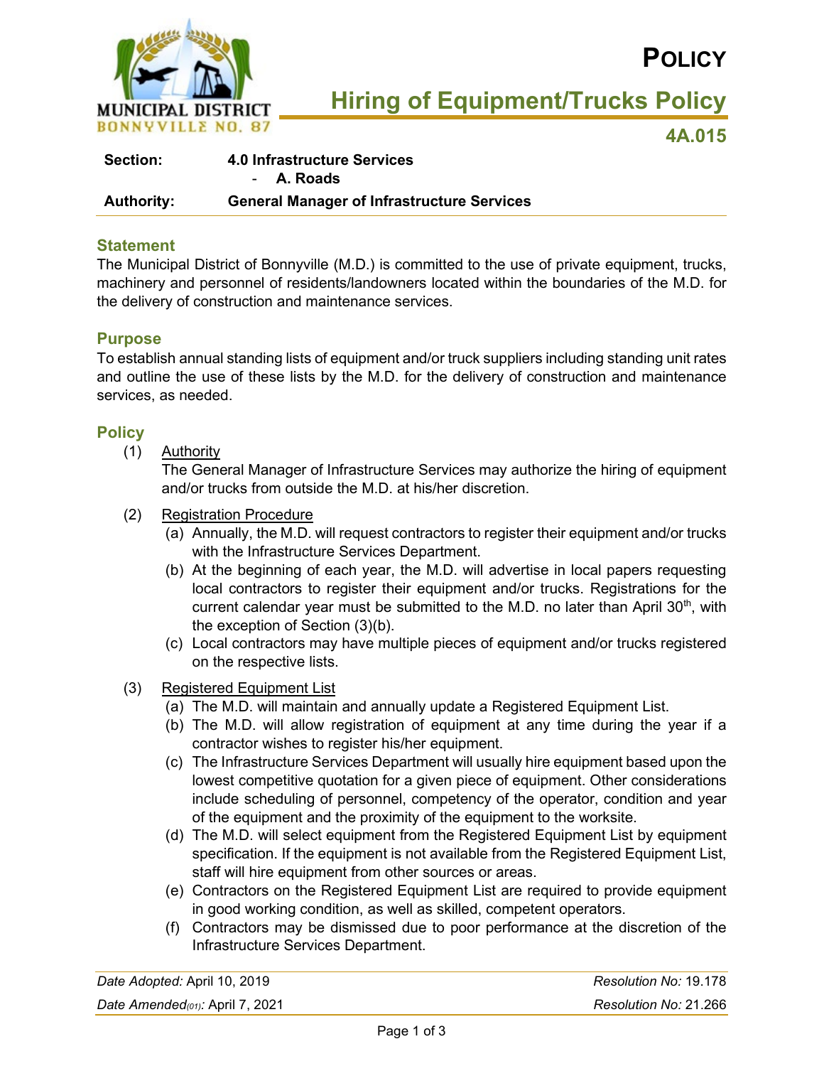# POLICY

## Hiring of Equipment/Trucks Policy

**4A.015**

| | |
|---|---|
| **Section:** | **4.0 Infrastructure Services** - **A. Roads** |
| **Authority:** | **General Manager of Infrastructure Services** |

### Statement

The Municipal District of Bonnyville (M.D.) is committed to the use of private equipment, trucks, machinery and personnel of residents/landowners located within the boundaries of the M.D. for the delivery of construction and maintenance services.

### Purpose

To establish annual standing lists of equipment and/or truck suppliers including standing unit rates and outline the use of these lists by the M.D. for the delivery of construction and maintenance services, as needed.

### Policy

(1) Authority

The General Manager of Infrastructure Services may authorize the hiring of equipment and/or trucks from outside the M.D. at his/her discretion.

(2) Registration Procedure

- (a) Annually, the M.D. will request contractors to register their equipment and/or trucks with the Infrastructure Services Department.
- (b) At the beginning of each year, the M.D. will advertise in local papers requesting local contractors to register their equipment and/or trucks. Registrations for the current calendar year must be submitted to the M.D. no later than April 30th, with the exception of Section (3)(b).
- (c) Local contractors may have multiple pieces of equipment and/or trucks registered on the respective lists.

(3) Registered Equipment List

- (a) The M.D. will maintain and annually update a Registered Equipment List.
- (b) The M.D. will allow registration of equipment at any time during the year if a contractor wishes to register his/her equipment.
- (c) The Infrastructure Services Department will usually hire equipment based upon the lowest competitive quotation for a given piece of equipment. Other considerations include scheduling of personnel, competency of the operator, condition and year of the equipment and the proximity of the equipment to the worksite.
- (d) The M.D. will select equipment from the Registered Equipment List by equipment specification. If the equipment is not available from the Registered Equipment List, staff will hire equipment from other sources or areas.
- (e) Contractors on the Registered Equipment List are required to provide equipment in good working condition, as well as skilled, competent operators.
- (f) Contractors may be dismissed due to poor performance at the discretion of the Infrastructure Services Department.

| | |
|---|---|
| *Date Adopted:* April 10, 2019 | *Resolution No:* 19.178 |
| *Date Amended(01):* April 7, 2021 | *Resolution No:* 21.266 |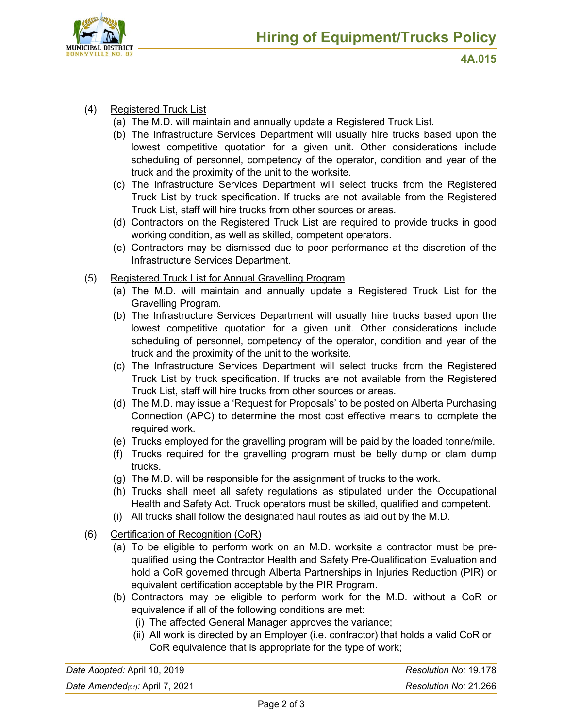(4) <u>Registered Truck List</u>

(a) The M.D. will maintain and annually update a Registered Truck List.

(b) The Infrastructure Services Department will usually hire trucks based upon the lowest competitive quotation for a given unit. Other considerations include scheduling of personnel, competency of the operator, condition and year of the truck and the proximity of the unit to the worksite.

(c) The Infrastructure Services Department will select trucks from the Registered Truck List by truck specification. If trucks are not available from the Registered Truck List, staff will hire trucks from other sources or areas.

(d) Contractors on the Registered Truck List are required to provide trucks in good working condition, as well as skilled, competent operators.

(e) Contractors may be dismissed due to poor performance at the discretion of the Infrastructure Services Department.

(5) <u>Registered Truck List for Annual Gravelling Program</u>

(a) The M.D. will maintain and annually update a Registered Truck List for the Gravelling Program.

(b) The Infrastructure Services Department will usually hire trucks based upon the lowest competitive quotation for a given unit. Other considerations include scheduling of personnel, competency of the operator, condition and year of the truck and the proximity of the unit to the worksite.

(c) The Infrastructure Services Department will select trucks from the Registered Truck List by truck specification. If trucks are not available from the Registered Truck List, staff will hire trucks from other sources or areas.

(d) The M.D. may issue a 'Request for Proposals' to be posted on Alberta Purchasing Connection (APC) to determine the most cost effective means to complete the required work.

(e) Trucks employed for the gravelling program will be paid by the loaded tonne/mile.

(f) Trucks required for the gravelling program must be belly dump or clam dump trucks.

(g) The M.D. will be responsible for the assignment of trucks to the work.

(h) Trucks shall meet all safety regulations as stipulated under the Occupational Health and Safety Act. Truck operators must be skilled, qualified and competent.

(i) All trucks shall follow the designated haul routes as laid out by the M.D.

(6) <u>Certification of Recognition (CoR)</u>

(a) To be eligible to perform work on an M.D. worksite a contractor must be pre-qualified using the Contractor Health and Safety Pre-Qualification Evaluation and hold a CoR governed through Alberta Partnerships in Injuries Reduction (PIR) or equivalent certification acceptable by the PIR Program.

(b) Contractors may be eligible to perform work for the M.D. without a CoR or equivalence if all of the following conditions are met:

(i) The affected General Manager approves the variance;

(ii) All work is directed by an Employer (i.e. contractor) that holds a valid CoR or CoR equivalence that is appropriate for the type of work;

| | |
|---|---|
| *Date Adopted:* April 10, 2019 | *Resolution No:* 19.178 |
| *Date Amended(01):* April 7, 2021 | *Resolution No:* 21.266 |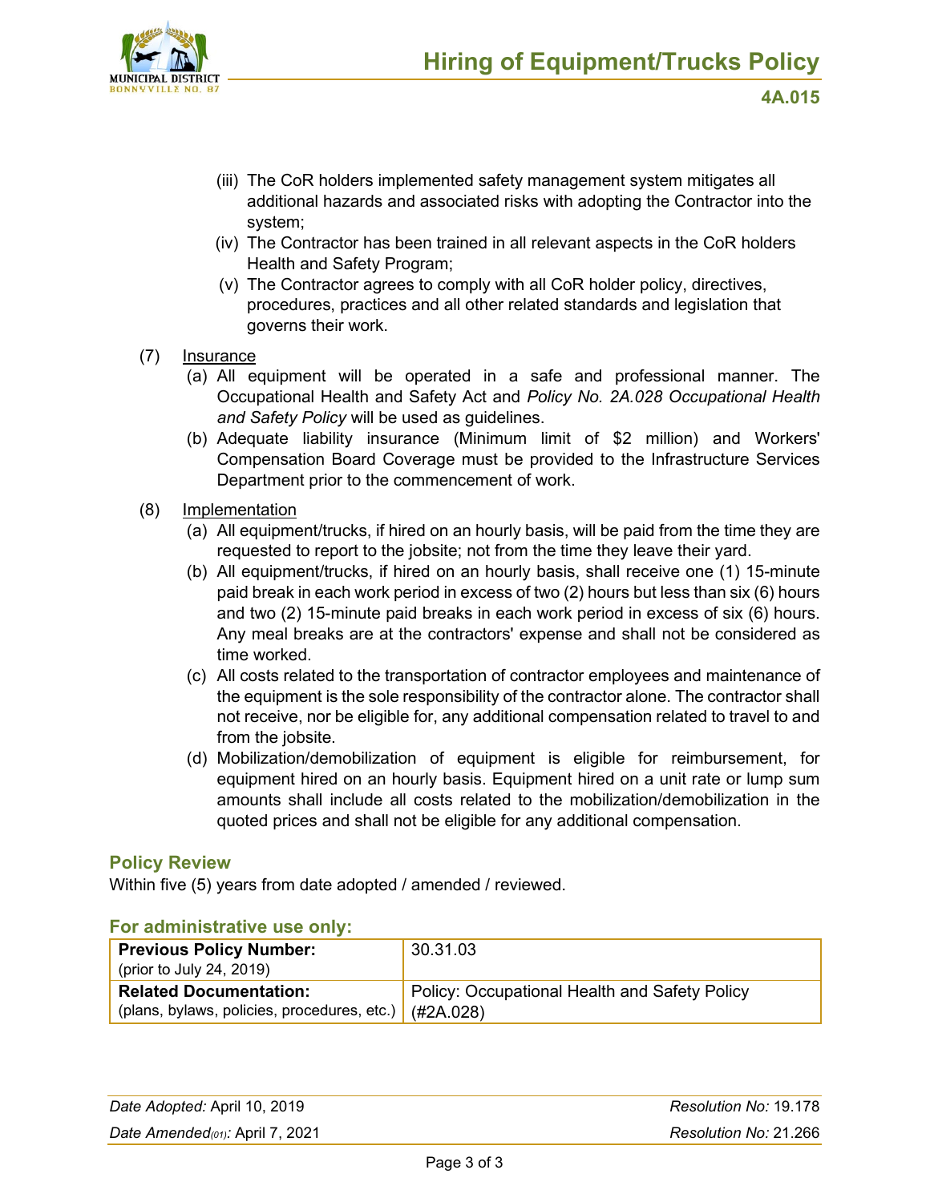(iii) The CoR holders implemented safety management system mitigates all additional hazards and associated risks with adopting the Contractor into the system;

(iv) The Contractor has been trained in all relevant aspects in the CoR holders Health and Safety Program;

(v) The Contractor agrees to comply with all CoR holder policy, directives, procedures, practices and all other related standards and legislation that governs their work.

(7) Insurance

(a) All equipment will be operated in a safe and professional manner. The Occupational Health and Safety Act and *Policy No. 2A.028 Occupational Health and Safety Policy* will be used as guidelines.

(b) Adequate liability insurance (Minimum limit of $2 million) and Workers' Compensation Board Coverage must be provided to the Infrastructure Services Department prior to the commencement of work.

(8) Implementation

(a) All equipment/trucks, if hired on an hourly basis, will be paid from the time they are requested to report to the jobsite; not from the time they leave their yard.

(b) All equipment/trucks, if hired on an hourly basis, shall receive one (1) 15-minute paid break in each work period in excess of two (2) hours but less than six (6) hours and two (2) 15-minute paid breaks in each work period in excess of six (6) hours. Any meal breaks are at the contractors' expense and shall not be considered as time worked.

(c) All costs related to the transportation of contractor employees and maintenance of the equipment is the sole responsibility of the contractor alone. The contractor shall not receive, nor be eligible for, any additional compensation related to travel to and from the jobsite.

(d) Mobilization/demobilization of equipment is eligible for reimbursement, for equipment hired on an hourly basis. Equipment hired on a unit rate or lump sum amounts shall include all costs related to the mobilization/demobilization in the quoted prices and shall not be eligible for any additional compensation.

## Policy Review

Within five (5) years from date adopted / amended / reviewed.

## For administrative use only:

| | |
|---|---|
| **Previous Policy Number:** (prior to July 24, 2019) | 30.31.03 |
| **Related Documentation:** (plans, bylaws, policies, procedures, etc.) | Policy: Occupational Health and Safety Policy (#2A.028) |

*Date Adopted:* April 10, 2019 — *Resolution No:* 19.178

*Date Amended(01):* April 7, 2021 — *Resolution No:* 21.266